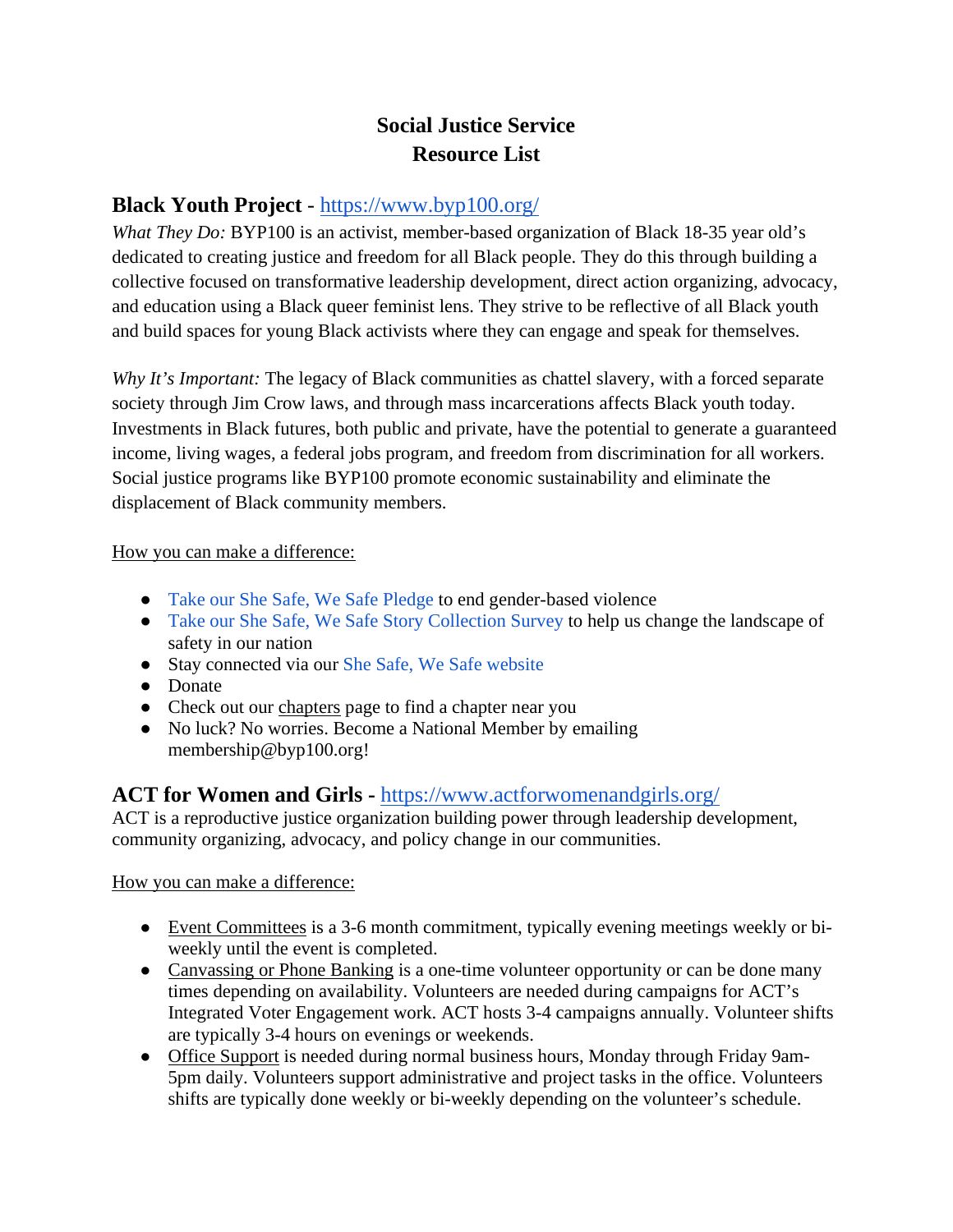# Social Justice Service
# Resource List

## Black Youth Project - https://www.byp100.org/

*What They Do:* BYP100 is an activist, member-based organization of Black 18-35 year old's dedicated to creating justice and freedom for all Black people. They do this through building a collective focused on transformative leadership development, direct action organizing, advocacy, and education using a Black queer feminist lens. They strive to be reflective of all Black youth and build spaces for young Black activists where they can engage and speak for themselves.

*Why It's Important:* The legacy of Black communities as chattel slavery, with a forced separate society through Jim Crow laws, and through mass incarcerations affects Black youth today. Investments in Black futures, both public and private, have the potential to generate a guaranteed income, living wages, a federal jobs program, and freedom from discrimination for all workers. Social justice programs like BYP100 promote economic sustainability and eliminate the displacement of Black community members.

<u>How you can make a difference:</u>

- Take our She Safe, We Safe Pledge to end gender-based violence
- Take our She Safe, We Safe Story Collection Survey to help us change the landscape of safety in our nation
- Stay connected via our She Safe, We Safe website
- Donate
- Check out our <u>chapters</u> page to find a chapter near you
- No luck? No worries. Become a National Member by emailing membership@byp100.org!

## ACT for Women and Girls - https://www.actforwomenandgirls.org/

ACT is a reproductive justice organization building power through leadership development, community organizing, advocacy, and policy change in our communities.

<u>How you can make a difference:</u>

- <u>Event Committees</u> is a 3-6 month commitment, typically evening meetings weekly or bi-weekly until the event is completed.
- <u>Canvassing or Phone Banking</u> is a one-time volunteer opportunity or can be done many times depending on availability. Volunteers are needed during campaigns for ACT's Integrated Voter Engagement work. ACT hosts 3-4 campaigns annually. Volunteer shifts are typically 3-4 hours on evenings or weekends.
- <u>Office Support</u> is needed during normal business hours, Monday through Friday 9am-5pm daily. Volunteers support administrative and project tasks in the office. Volunteers shifts are typically done weekly or bi-weekly depending on the volunteer's schedule.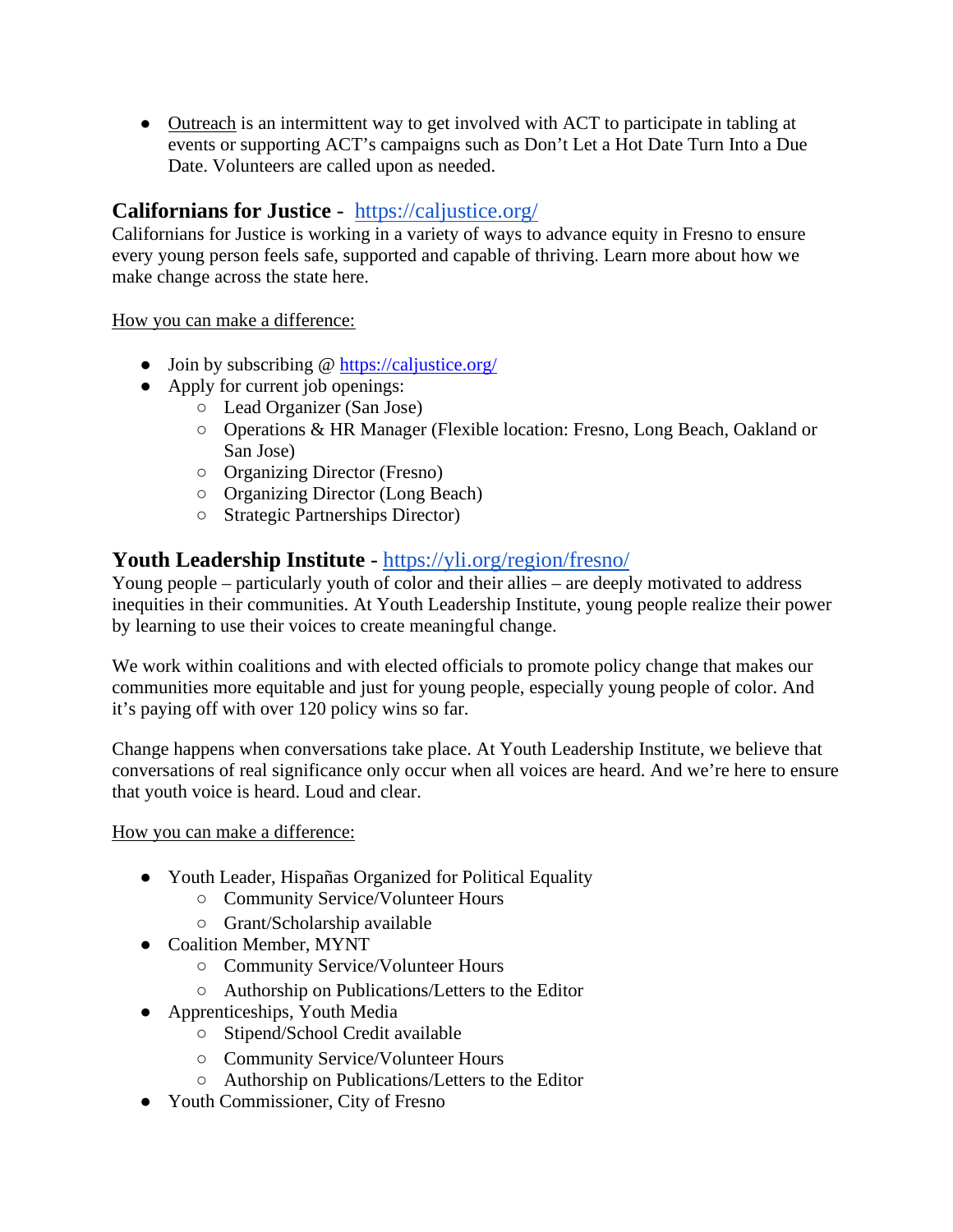- Outreach is an intermittent way to get involved with ACT to participate in tabling at events or supporting ACT's campaigns such as Don't Let a Hot Date Turn Into a Due Date. Volunteers are called upon as needed.

### Californians for Justice - https://caljustice.org/

Californians for Justice is working in a variety of ways to advance equity in Fresno to ensure every young person feels safe, supported and capable of thriving. Learn more about how we make change across the state here.

How you can make a difference:

- Join by subscribing @ https://caljustice.org/
- Apply for current job openings:
  - Lead Organizer (San Jose)
  - Operations & HR Manager (Flexible location: Fresno, Long Beach, Oakland or San Jose)
  - Organizing Director (Fresno)
  - Organizing Director (Long Beach)
  - Strategic Partnerships Director)

### Youth Leadership Institute - https://yli.org/region/fresno/

Young people – particularly youth of color and their allies – are deeply motivated to address inequities in their communities. At Youth Leadership Institute, young people realize their power by learning to use their voices to create meaningful change.

We work within coalitions and with elected officials to promote policy change that makes our communities more equitable and just for young people, especially young people of color. And it's paying off with over 120 policy wins so far.

Change happens when conversations take place. At Youth Leadership Institute, we believe that conversations of real significance only occur when all voices are heard. And we're here to ensure that youth voice is heard. Loud and clear.

How you can make a difference:

- Youth Leader, Hispañas Organized for Political Equality
  - Community Service/Volunteer Hours
  - Grant/Scholarship available
- Coalition Member, MYNT
  - Community Service/Volunteer Hours
  - Authorship on Publications/Letters to the Editor
- Apprenticeships, Youth Media
  - Stipend/School Credit available
  - Community Service/Volunteer Hours
  - Authorship on Publications/Letters to the Editor
- Youth Commissioner, City of Fresno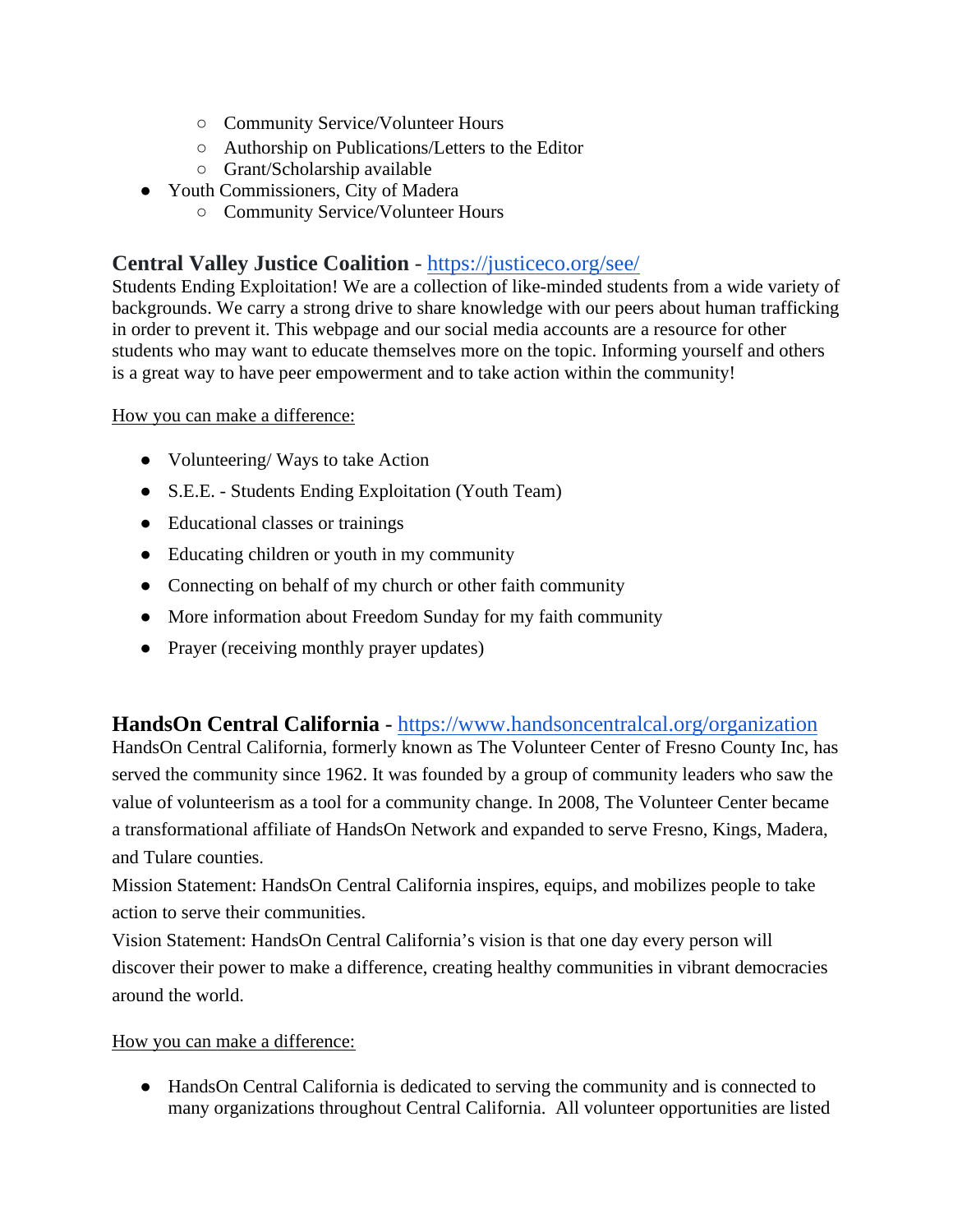- Community Service/Volunteer Hours
    - Authorship on Publications/Letters to the Editor
    - Grant/Scholarship available
- Youth Commissioners, City of Madera
    - Community Service/Volunteer Hours

### Central Valley Justice Coalition - [https://justiceco.org/see/](https://justiceco.org/see/)

Students Ending Exploitation! We are a collection of like-minded students from a wide variety of backgrounds. We carry a strong drive to share knowledge with our peers about human trafficking in order to prevent it. This webpage and our social media accounts are a resource for other students who may want to educate themselves more on the topic. Informing yourself and others is a great way to have peer empowerment and to take action within the community!

How you can make a difference:

- Volunteering/ Ways to take Action
- S.E.E. - Students Ending Exploitation (Youth Team)
- Educational classes or trainings
- Educating children or youth in my community
- Connecting on behalf of my church or other faith community
- More information about Freedom Sunday for my faith community
- Prayer (receiving monthly prayer updates)

### HandsOn Central California - [https://www.handsoncentralcal.org/organization](https://www.handsoncentralcal.org/organization)

HandsOn Central California, formerly known as The Volunteer Center of Fresno County Inc, has served the community since 1962. It was founded by a group of community leaders who saw the value of volunteerism as a tool for a community change. In 2008, The Volunteer Center became a transformational affiliate of HandsOn Network and expanded to serve Fresno, Kings, Madera, and Tulare counties.

Mission Statement: HandsOn Central California inspires, equips, and mobilizes people to take action to serve their communities.

Vision Statement: HandsOn Central California's vision is that one day every person will discover their power to make a difference, creating healthy communities in vibrant democracies around the world.

How you can make a difference:

- HandsOn Central California is dedicated to serving the community and is connected to many organizations throughout Central California. All volunteer opportunities are listed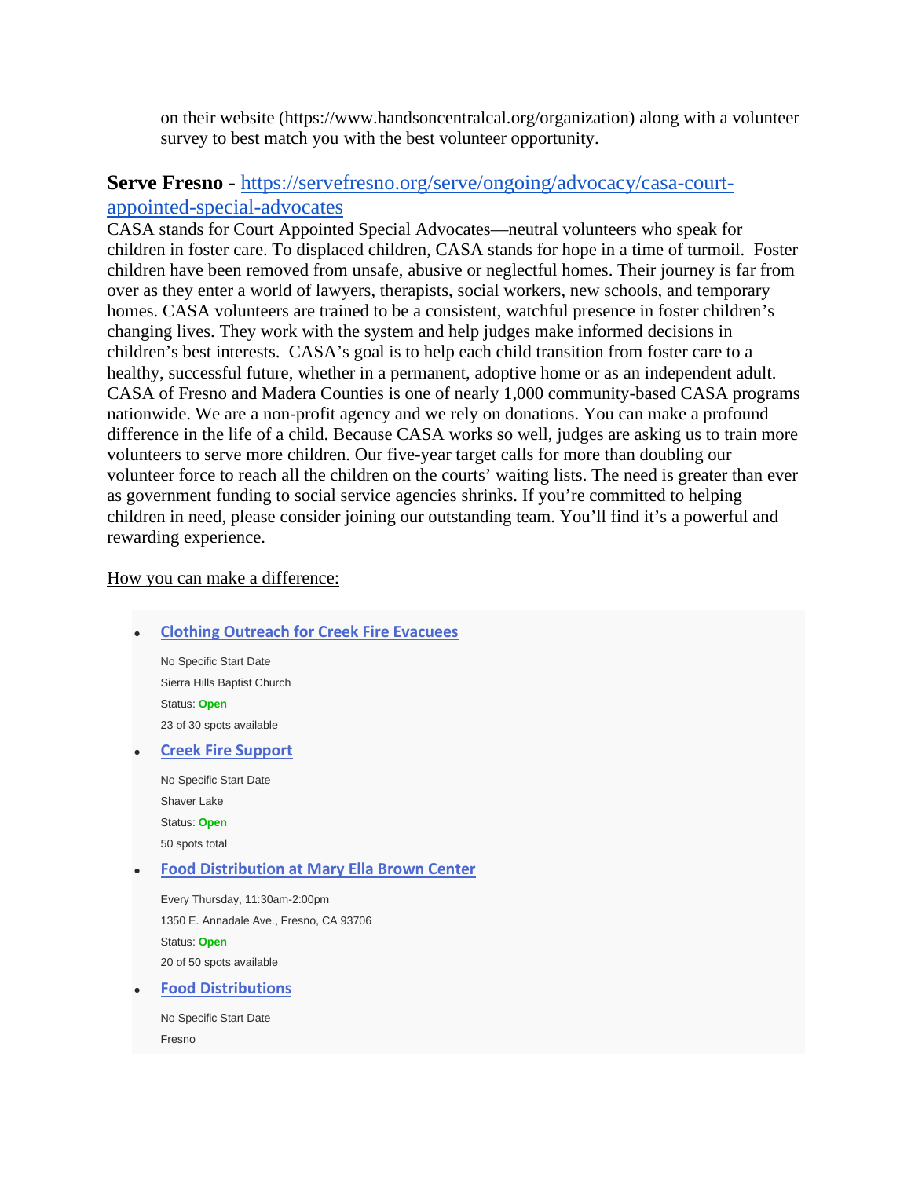on their website (https://www.handsoncentralcal.org/organization) along with a volunteer survey to best match you with the best volunteer opportunity.

**Serve Fresno** - [https://servefresno.org/serve/ongoing/advocacy/casa-court-appointed-special-advocates](https://servefresno.org/serve/ongoing/advocacy/casa-court-appointed-special-advocates)

CASA stands for Court Appointed Special Advocates—neutral volunteers who speak for children in foster care. To displaced children, CASA stands for hope in a time of turmoil. Foster children have been removed from unsafe, abusive or neglectful homes. Their journey is far from over as they enter a world of lawyers, therapists, social workers, new schools, and temporary homes. CASA volunteers are trained to be a consistent, watchful presence in foster children's changing lives. They work with the system and help judges make informed decisions in children's best interests. CASA's goal is to help each child transition from foster care to a healthy, successful future, whether in a permanent, adoptive home or as an independent adult. CASA of Fresno and Madera Counties is one of nearly 1,000 community-based CASA programs nationwide. We are a non-profit agency and we rely on donations. You can make a profound difference in the life of a child. Because CASA works so well, judges are asking us to train more volunteers to serve more children. Our five-year target calls for more than doubling our volunteer force to reach all the children on the courts' waiting lists. The need is greater than ever as government funding to social service agencies shrinks. If you're committed to helping children in need, please consider joining our outstanding team. You'll find it's a powerful and rewarding experience.

How you can make a difference:

- **Clothing Outreach for Creek Fire Evacuees**

  No Specific Start Date

  Sierra Hills Baptist Church

  Status: **Open**

  23 of 30 spots available

- **Creek Fire Support**

  No Specific Start Date

  Shaver Lake

  Status: **Open**

  50 spots total

- **Food Distribution at Mary Ella Brown Center**

  Every Thursday, 11:30am-2:00pm

  1350 E. Annadale Ave., Fresno, CA 93706

  Status: **Open**

  20 of 50 spots available

- **Food Distributions**

  No Specific Start Date

  Fresno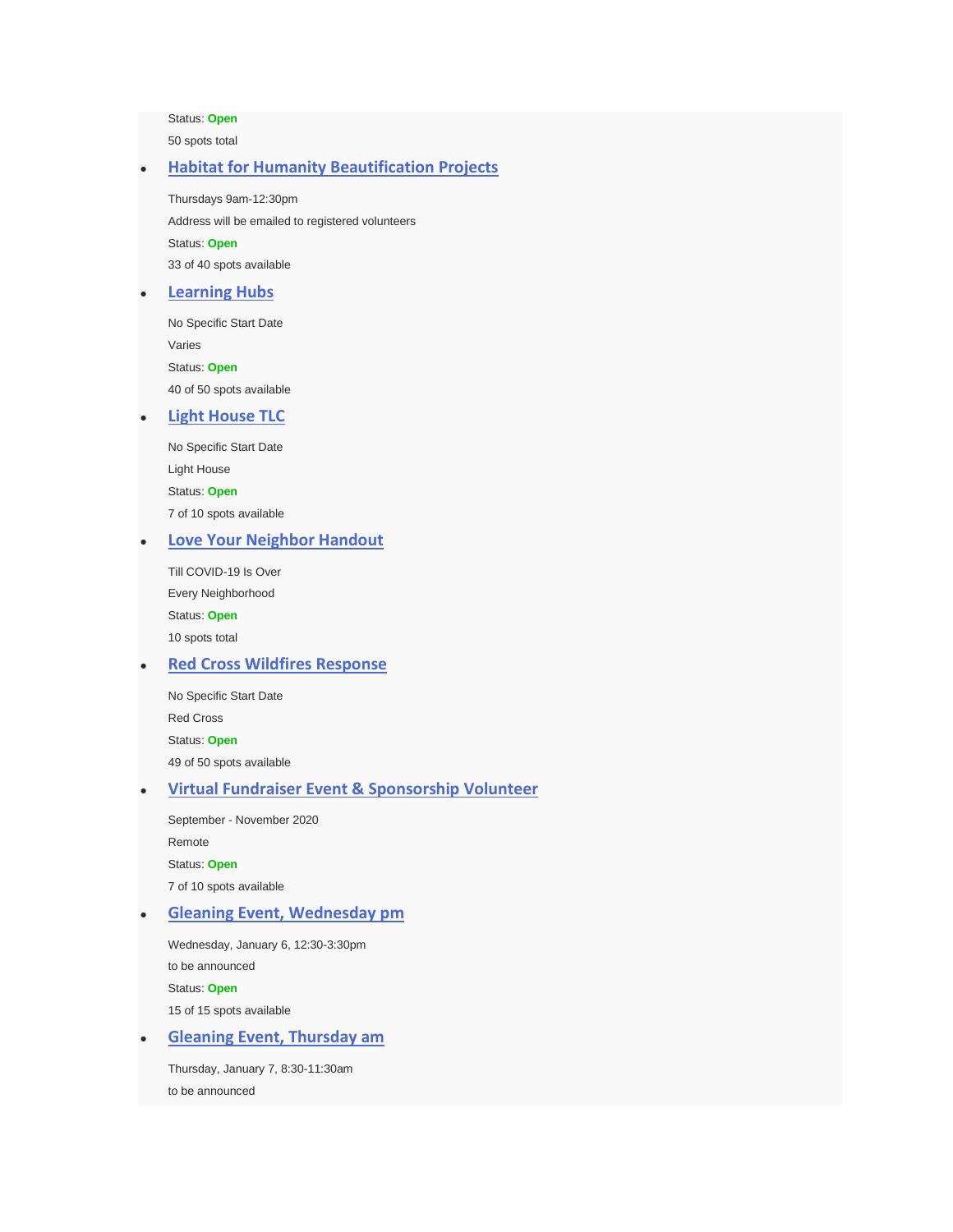Status: **Open**

50 spots total

- **Habitat for Humanity Beautification Projects**

  Thursdays 9am-12:30pm

  Address will be emailed to registered volunteers

  Status: **Open**

  33 of 40 spots available

- **Learning Hubs**

  No Specific Start Date

  Varies

  Status: **Open**

  40 of 50 spots available

- **Light House TLC**

  No Specific Start Date

  Light House

  Status: **Open**

  7 of 10 spots available

- **Love Your Neighbor Handout**

  Till COVID-19 Is Over

  Every Neighborhood

  Status: **Open**

  10 spots total

- **Red Cross Wildfires Response**

  No Specific Start Date

  Red Cross

  Status: **Open**

  49 of 50 spots available

- **Virtual Fundraiser Event & Sponsorship Volunteer**

  September - November 2020

  Remote

  Status: **Open**

  7 of 10 spots available

- **Gleaning Event, Wednesday pm**

  Wednesday, January 6, 12:30-3:30pm

  to be announced

  Status: **Open**

  15 of 15 spots available

- **Gleaning Event, Thursday am**

  Thursday, January 7, 8:30-11:30am

  to be announced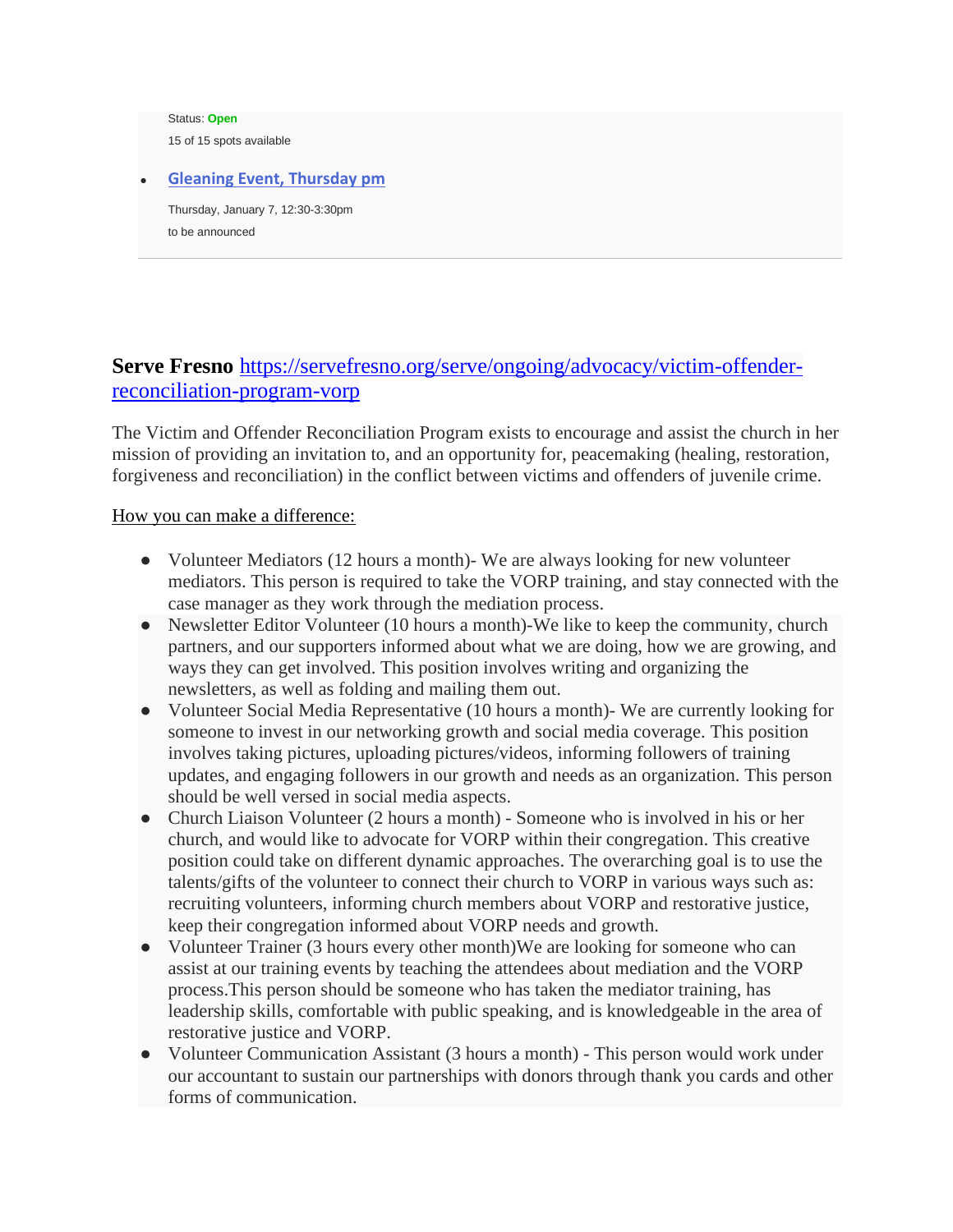Status: Open

15 of 15 spots available

- [Gleaning Event, Thursday pm](#)

  Thursday, January 7, 12:30-3:30pm

  to be announced

**Serve Fresno** https://servefresno.org/serve/ongoing/advocacy/victim-offender-reconciliation-program-vorp

The Victim and Offender Reconciliation Program exists to encourage and assist the church in her mission of providing an invitation to, and an opportunity for, peacemaking (healing, restoration, forgiveness and reconciliation) in the conflict between victims and offenders of juvenile crime.

How you can make a difference:

- Volunteer Mediators (12 hours a month)- We are always looking for new volunteer mediators. This person is required to take the VORP training, and stay connected with the case manager as they work through the mediation process.
- Newsletter Editor Volunteer (10 hours a month)-We like to keep the community, church partners, and our supporters informed about what we are doing, how we are growing, and ways they can get involved. This position involves writing and organizing the newsletters, as well as folding and mailing them out.
- Volunteer Social Media Representative (10 hours a month)- We are currently looking for someone to invest in our networking growth and social media coverage. This position involves taking pictures, uploading pictures/videos, informing followers of training updates, and engaging followers in our growth and needs as an organization. This person should be well versed in social media aspects.
- Church Liaison Volunteer (2 hours a month) - Someone who is involved in his or her church, and would like to advocate for VORP within their congregation. This creative position could take on different dynamic approaches. The overarching goal is to use the talents/gifts of the volunteer to connect their church to VORP in various ways such as: recruiting volunteers, informing church members about VORP and restorative justice, keep their congregation informed about VORP needs and growth.
- Volunteer Trainer (3 hours every other month)We are looking for someone who can assist at our training events by teaching the attendees about mediation and the VORP process.This person should be someone who has taken the mediator training, has leadership skills, comfortable with public speaking, and is knowledgeable in the area of restorative justice and VORP.
- Volunteer Communication Assistant (3 hours a month) - This person would work under our accountant to sustain our partnerships with donors through thank you cards and other forms of communication.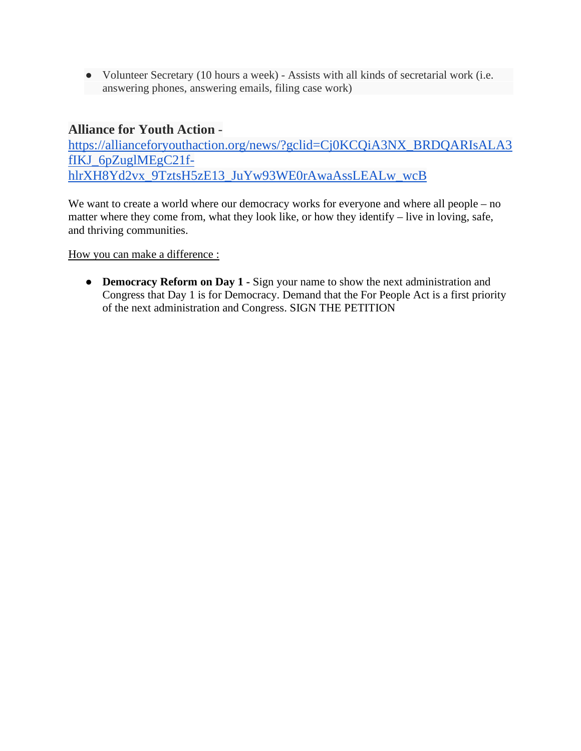- Volunteer Secretary (10 hours a week) - Assists with all kinds of secretarial work (i.e. answering phones, answering emails, filing case work)

### Alliance for Youth Action - [https://allianceforyouthaction.org/news/?gclid=Cj0KCQiA3NX_BRDQARIsALA3fIKJ_6pZuglMEgC21f-hlrXH8Yd2vx_9TztsH5zE13_JuYw93WE0rAwaAssLEALw_wcB](https://allianceforyouthaction.org/news/?gclid=Cj0KCQiA3NX_BRDQARIsALA3fIKJ_6pZuglMEgC21f-hlrXH8Yd2vx_9TztsH5zE13_JuYw93WE0rAwaAssLEALw_wcB)

We want to create a world where our democracy works for everyone and where all people – no matter where they come from, what they look like, or how they identify – live in loving, safe, and thriving communities.

<u>How you can make a difference :</u>

- **Democracy Reform on Day 1 -** Sign your name to show the next administration and Congress that Day 1 is for Democracy. Demand that the For People Act is a first priority of the next administration and Congress. SIGN THE PETITION